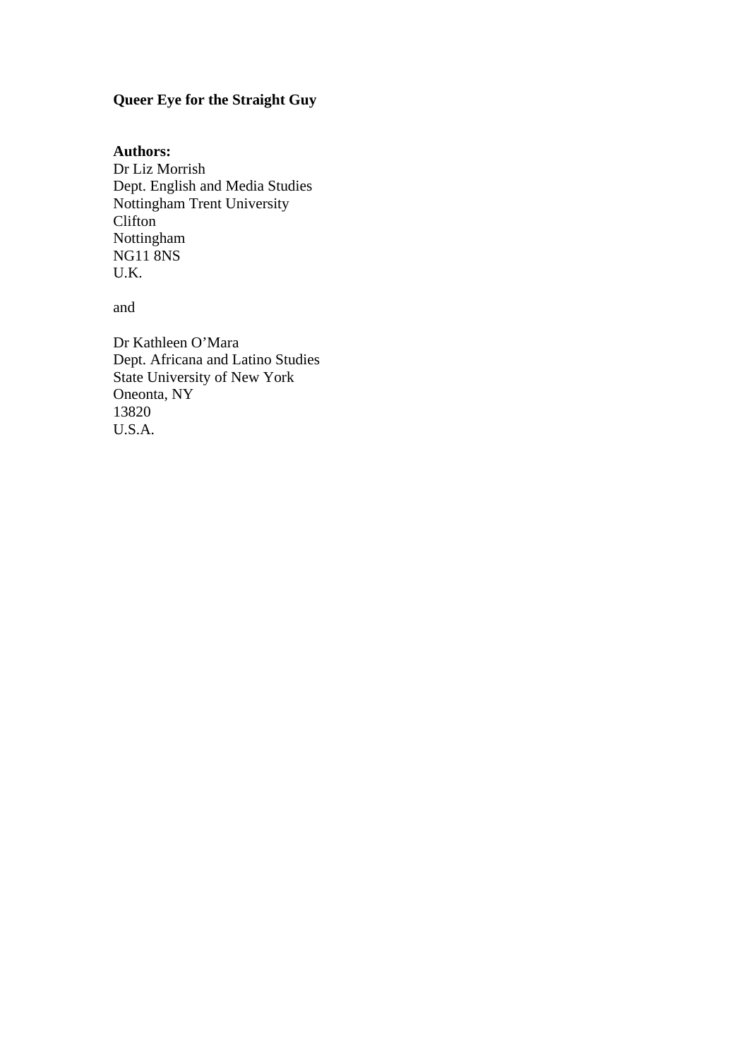**Queer Eye for the Straight Guy**

**Authors:**
Dr Liz Morrish
Dept. English and Media Studies
Nottingham Trent University
Clifton
Nottingham
NG11 8NS
U.K.

and

Dr Kathleen O'Mara
Dept. Africana and Latino Studies
State University of New York
Oneonta, NY
13820
U.S.A.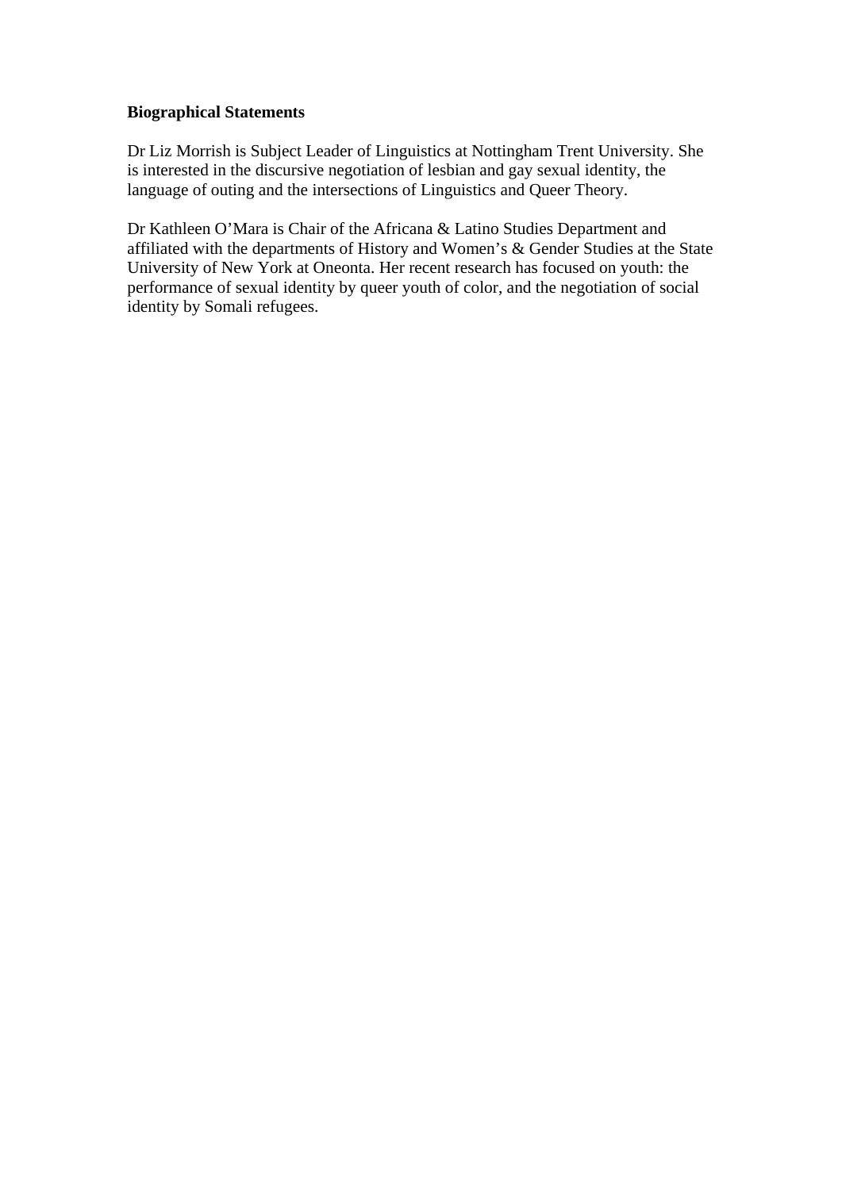**Biographical Statements**

Dr Liz Morrish is Subject Leader of Linguistics at Nottingham Trent University. She is interested in the discursive negotiation of lesbian and gay sexual identity, the language of outing and the intersections of Linguistics and Queer Theory.

Dr Kathleen O'Mara is Chair of the Africana & Latino Studies Department and affiliated with the departments of History and Women's & Gender Studies at the State University of New York at Oneonta. Her recent research has focused on youth: the performance of sexual identity by queer youth of color, and the negotiation of social identity by Somali refugees.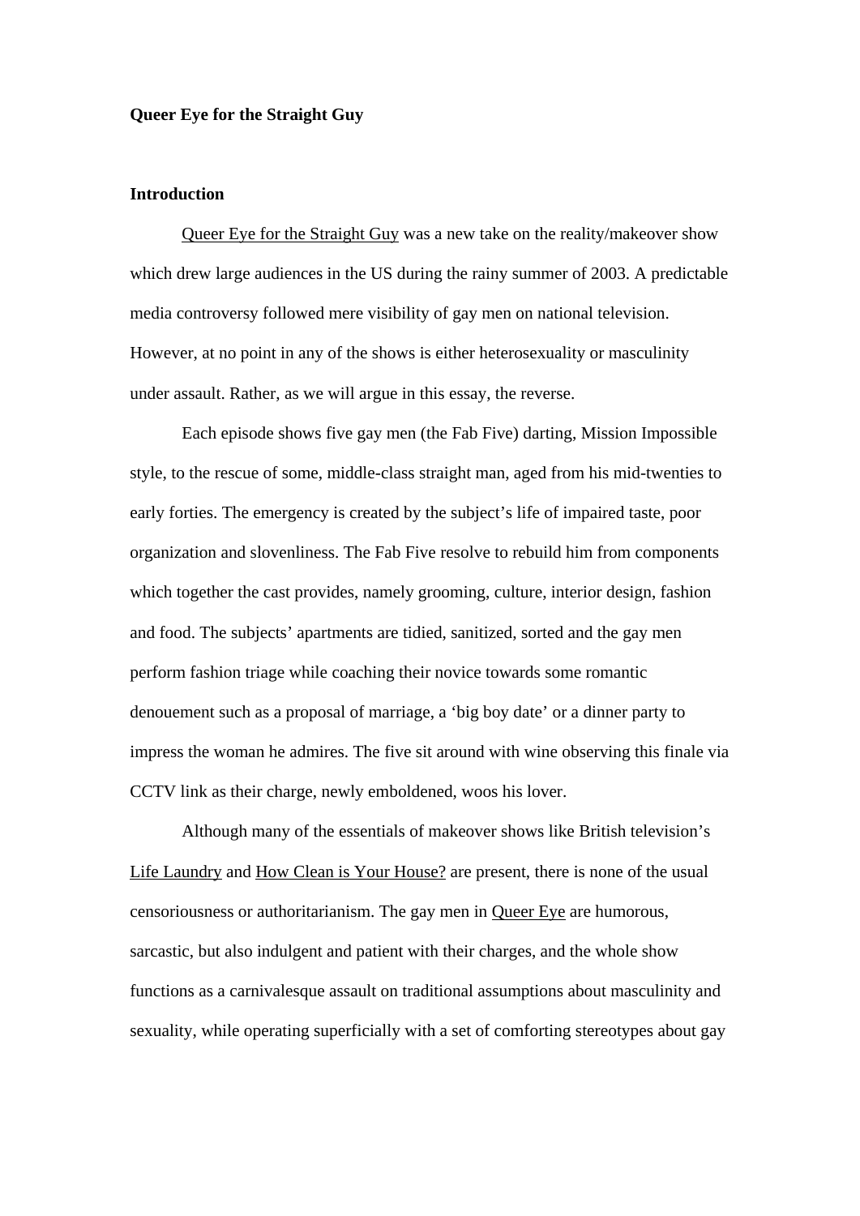**Queer Eye for the Straight Guy**

**Introduction**

Queer Eye for the Straight Guy was a new take on the reality/makeover show which drew large audiences in the US during the rainy summer of 2003. A predictable media controversy followed mere visibility of gay men on national television. However, at no point in any of the shows is either heterosexuality or masculinity under assault. Rather, as we will argue in this essay, the reverse.

Each episode shows five gay men (the Fab Five) darting, Mission Impossible style, to the rescue of some, middle-class straight man, aged from his mid-twenties to early forties. The emergency is created by the subject's life of impaired taste, poor organization and slovenliness. The Fab Five resolve to rebuild him from components which together the cast provides, namely grooming, culture, interior design, fashion and food. The subjects' apartments are tidied, sanitized, sorted and the gay men perform fashion triage while coaching their novice towards some romantic denouement such as a proposal of marriage, a 'big boy date' or a dinner party to impress the woman he admires. The five sit around with wine observing this finale via CCTV link as their charge, newly emboldened, woos his lover.

Although many of the essentials of makeover shows like British television's Life Laundry and How Clean is Your House? are present, there is none of the usual censoriousness or authoritarianism. The gay men in Queer Eye are humorous, sarcastic, but also indulgent and patient with their charges, and the whole show functions as a carnivalesque assault on traditional assumptions about masculinity and sexuality, while operating superficially with a set of comforting stereotypes about gay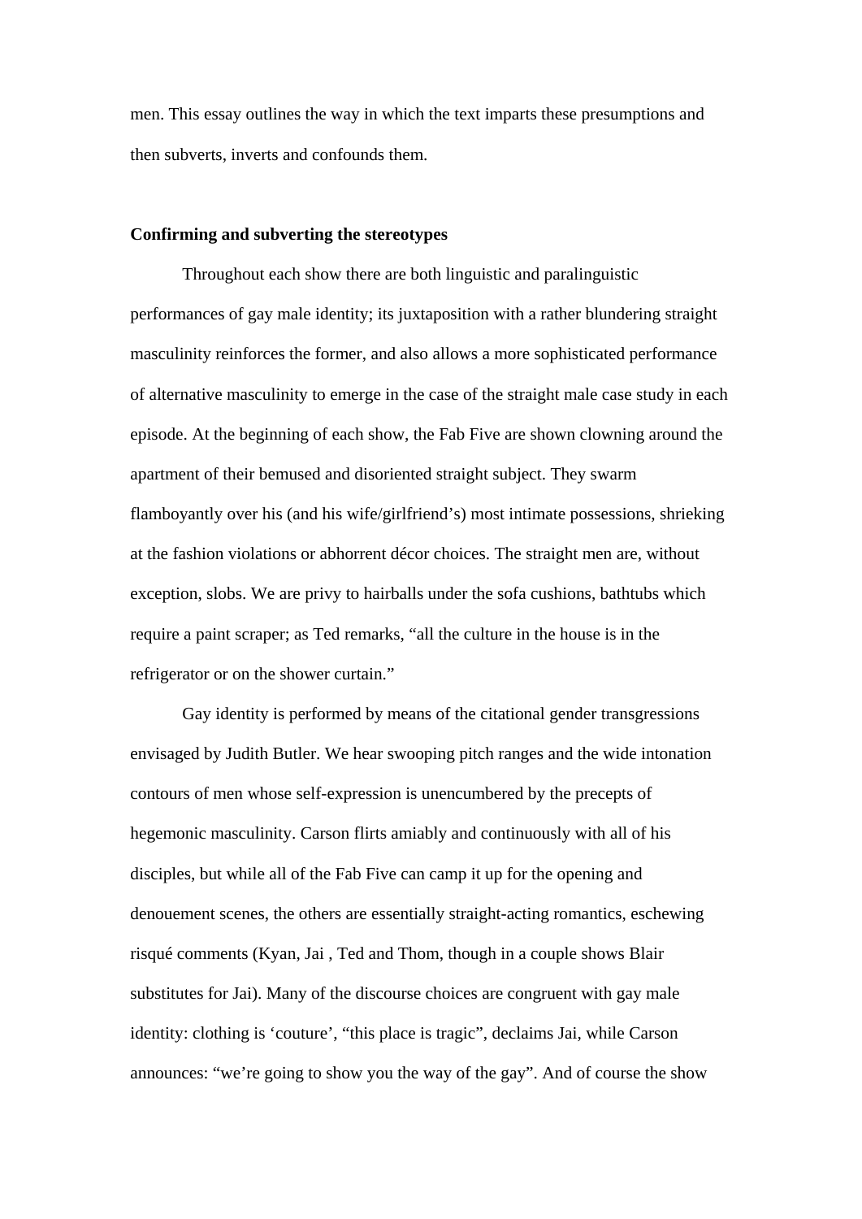men. This essay outlines the way in which the text imparts these presumptions and then subverts, inverts and confounds them.

**Confirming and subverting the stereotypes**

Throughout each show there are both linguistic and paralinguistic performances of gay male identity; its juxtaposition with a rather blundering straight masculinity reinforces the former, and also allows a more sophisticated performance of alternative masculinity to emerge in the case of the straight male case study in each episode. At the beginning of each show, the Fab Five are shown clowning around the apartment of their bemused and disoriented straight subject. They swarm flamboyantly over his (and his wife/girlfriend's) most intimate possessions, shrieking at the fashion violations or abhorrent décor choices. The straight men are, without exception, slobs. We are privy to hairballs under the sofa cushions, bathtubs which require a paint scraper; as Ted remarks, "all the culture in the house is in the refrigerator or on the shower curtain."

Gay identity is performed by means of the citational gender transgressions envisaged by Judith Butler. We hear swooping pitch ranges and the wide intonation contours of men whose self-expression is unencumbered by the precepts of hegemonic masculinity. Carson flirts amiably and continuously with all of his disciples, but while all of the Fab Five can camp it up for the opening and denouement scenes, the others are essentially straight-acting romantics, eschewing risqué comments (Kyan, Jai , Ted and Thom, though in a couple shows Blair substitutes for Jai). Many of the discourse choices are congruent with gay male identity: clothing is 'couture', "this place is tragic", declaims Jai, while Carson announces: "we're going to show you the way of the gay". And of course the show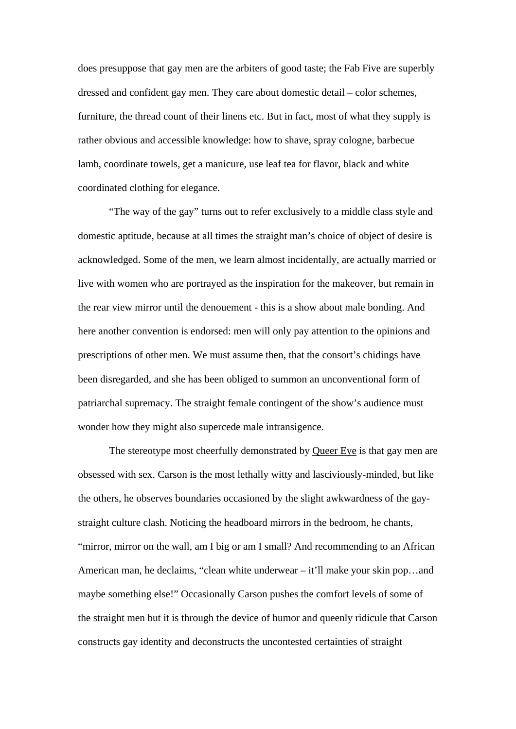does presuppose that gay men are the arbiters of good taste; the Fab Five are superbly dressed and confident gay men. They care about domestic detail – color schemes, furniture, the thread count of their linens etc. But in fact, most of what they supply is rather obvious and accessible knowledge: how to shave, spray cologne, barbecue lamb, coordinate towels, get a manicure, use leaf tea for flavor, black and white coordinated clothing for elegance.

"The way of the gay" turns out to refer exclusively to a middle class style and domestic aptitude, because at all times the straight man's choice of object of desire is acknowledged. Some of the men, we learn almost incidentally, are actually married or live with women who are portrayed as the inspiration for the makeover, but remain in the rear view mirror until the denouement - this is a show about male bonding. And here another convention is endorsed: men will only pay attention to the opinions and prescriptions of other men. We must assume then, that the consort's chidings have been disregarded, and she has been obliged to summon an unconventional form of patriarchal supremacy. The straight female contingent of the show's audience must wonder how they might also supercede male intransigence.

The stereotype most cheerfully demonstrated by <u>Queer Eye</u> is that gay men are obsessed with sex. Carson is the most lethally witty and lasciviously-minded, but like the others, he observes boundaries occasioned by the slight awkwardness of the gay-straight culture clash. Noticing the headboard mirrors in the bedroom, he chants, "mirror, mirror on the wall, am I big or am I small? And recommending to an African American man, he declaims, "clean white underwear – it'll make your skin pop…and maybe something else!" Occasionally Carson pushes the comfort levels of some of the straight men but it is through the device of humor and queenly ridicule that Carson constructs gay identity and deconstructs the uncontested certainties of straight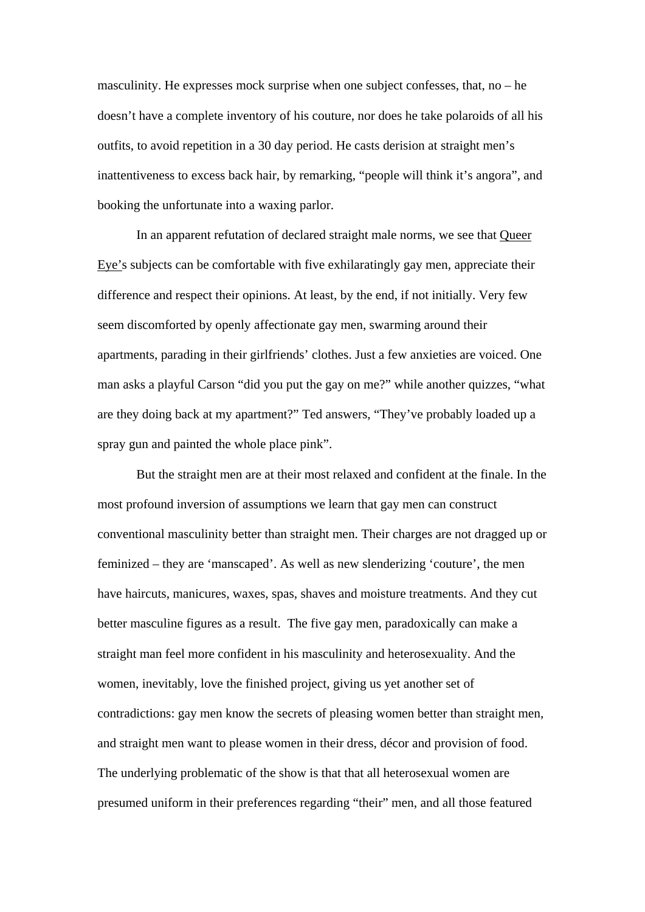masculinity. He expresses mock surprise when one subject confesses, that, no – he doesn't have a complete inventory of his couture, nor does he take polaroids of all his outfits, to avoid repetition in a 30 day period. He casts derision at straight men's inattentiveness to excess back hair, by remarking, "people will think it's angora", and booking the unfortunate into a waxing parlor.

In an apparent refutation of declared straight male norms, we see that Queer Eye's subjects can be comfortable with five exhilaratingly gay men, appreciate their difference and respect their opinions. At least, by the end, if not initially. Very few seem discomforted by openly affectionate gay men, swarming around their apartments, parading in their girlfriends' clothes. Just a few anxieties are voiced. One man asks a playful Carson "did you put the gay on me?" while another quizzes, "what are they doing back at my apartment?" Ted answers, "They've probably loaded up a spray gun and painted the whole place pink".

But the straight men are at their most relaxed and confident at the finale. In the most profound inversion of assumptions we learn that gay men can construct conventional masculinity better than straight men. Their charges are not dragged up or feminized – they are 'manscaped'. As well as new slenderizing 'couture', the men have haircuts, manicures, waxes, spas, shaves and moisture treatments. And they cut better masculine figures as a result. The five gay men, paradoxically can make a straight man feel more confident in his masculinity and heterosexuality. And the women, inevitably, love the finished project, giving us yet another set of contradictions: gay men know the secrets of pleasing women better than straight men, and straight men want to please women in their dress, décor and provision of food. The underlying problematic of the show is that that all heterosexual women are presumed uniform in their preferences regarding "their" men, and all those featured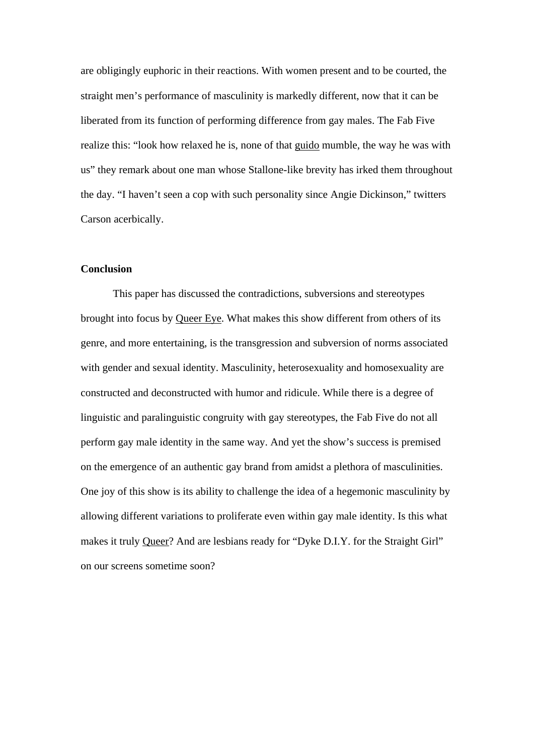are obligingly euphoric in their reactions. With women present and to be courted, the straight men's performance of masculinity is markedly different, now that it can be liberated from its function of performing difference from gay males. The Fab Five realize this: "look how relaxed he is, none of that guido mumble, the way he was with us" they remark about one man whose Stallone-like brevity has irked them throughout the day. "I haven't seen a cop with such personality since Angie Dickinson," twitters Carson acerbically.

**Conclusion**

This paper has discussed the contradictions, subversions and stereotypes brought into focus by Queer Eye. What makes this show different from others of its genre, and more entertaining, is the transgression and subversion of norms associated with gender and sexual identity. Masculinity, heterosexuality and homosexuality are constructed and deconstructed with humor and ridicule. While there is a degree of linguistic and paralinguistic congruity with gay stereotypes, the Fab Five do not all perform gay male identity in the same way. And yet the show's success is premised on the emergence of an authentic gay brand from amidst a plethora of masculinities. One joy of this show is its ability to challenge the idea of a hegemonic masculinity by allowing different variations to proliferate even within gay male identity. Is this what makes it truly Queer? And are lesbians ready for "Dyke D.I.Y. for the Straight Girl" on our screens sometime soon?